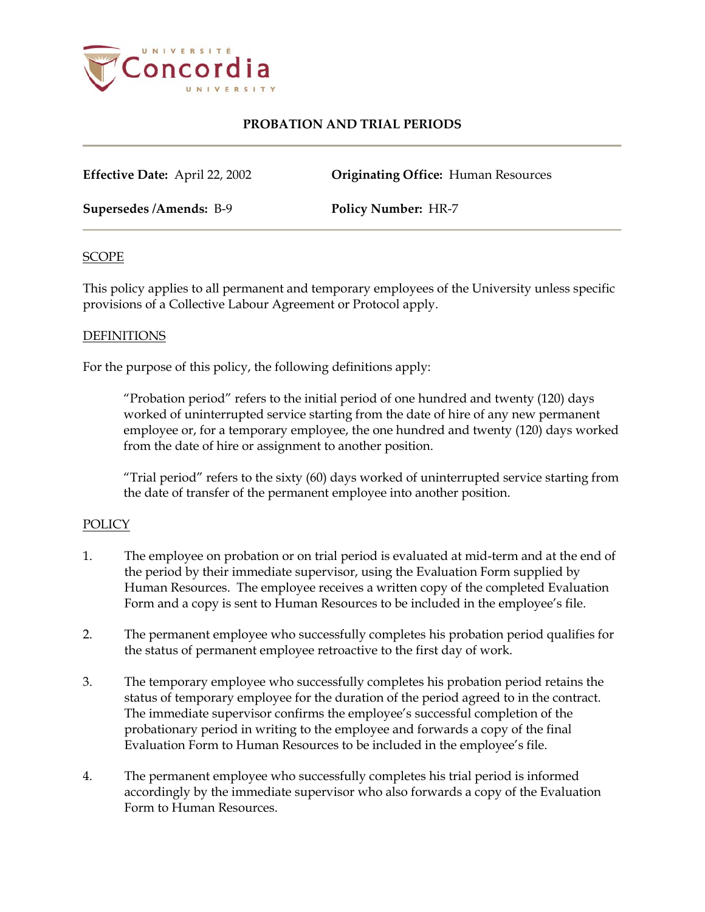# PROBATION AND TRIAL PERIODS

**Effective Date:** April 22, 2002 **Originating Office:** Human Resources

**Supersedes /Amends:** B-9 **Policy Number:** HR-7

## SCOPE

This policy applies to all permanent and temporary employees of the University unless specific provisions of a Collective Labour Agreement or Protocol apply.

## DEFINITIONS

For the purpose of this policy, the following definitions apply:

> "Probation period" refers to the initial period of one hundred and twenty (120) days worked of uninterrupted service starting from the date of hire of any new permanent employee or, for a temporary employee, the one hundred and twenty (120) days worked from the date of hire or assignment to another position.
>
> "Trial period" refers to the sixty (60) days worked of uninterrupted service starting from the date of transfer of the permanent employee into another position.

## POLICY

1. The employee on probation or on trial period is evaluated at mid-term and at the end of the period by their immediate supervisor, using the Evaluation Form supplied by Human Resources. The employee receives a written copy of the completed Evaluation Form and a copy is sent to Human Resources to be included in the employee's file.

2. The permanent employee who successfully completes his probation period qualifies for the status of permanent employee retroactive to the first day of work.

3. The temporary employee who successfully completes his probation period retains the status of temporary employee for the duration of the period agreed to in the contract. The immediate supervisor confirms the employee's successful completion of the probationary period in writing to the employee and forwards a copy of the final Evaluation Form to Human Resources to be included in the employee's file.

4. The permanent employee who successfully completes his trial period is informed accordingly by the immediate supervisor who also forwards a copy of the Evaluation Form to Human Resources.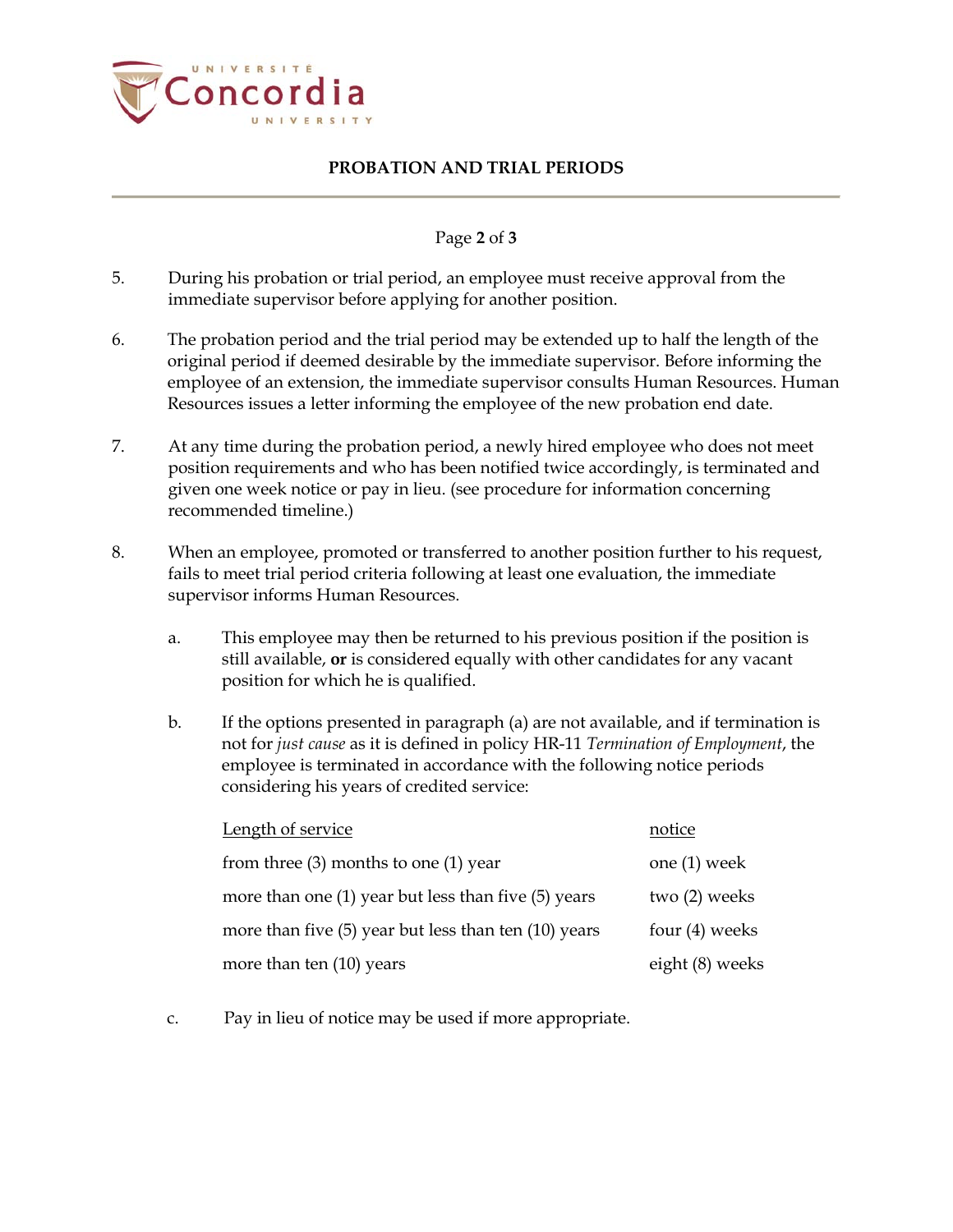5. During his probation or trial period, an employee must receive approval from the immediate supervisor before applying for another position.

6. The probation period and the trial period may be extended up to half the length of the original period if deemed desirable by the immediate supervisor. Before informing the employee of an extension, the immediate supervisor consults Human Resources. Human Resources issues a letter informing the employee of the new probation end date.

7. At any time during the probation period, a newly hired employee who does not meet position requirements and who has been notified twice accordingly, is terminated and given one week notice or pay in lieu. (see procedure for information concerning recommended timeline.)

8. When an employee, promoted or transferred to another position further to his request, fails to meet trial period criteria following at least one evaluation, the immediate supervisor informs Human Resources.

   a. This employee may then be returned to his previous position if the position is still available, **or** is considered equally with other candidates for any vacant position for which he is qualified.

   b. If the options presented in paragraph (a) are not available, and if termination is not for *just cause* as it is defined in policy HR-11 *Termination of Employment*, the employee is terminated in accordance with the following notice periods considering his years of credited service:

   | Length of service | notice |
   |---|---|
   | from three (3) months to one (1) year | one (1) week |
   | more than one (1) year but less than five (5) years | two (2) weeks |
   | more than five (5) year but less than ten (10) years | four (4) weeks |
   | more than ten (10) years | eight (8) weeks |

   c. Pay in lieu of notice may be used if more appropriate.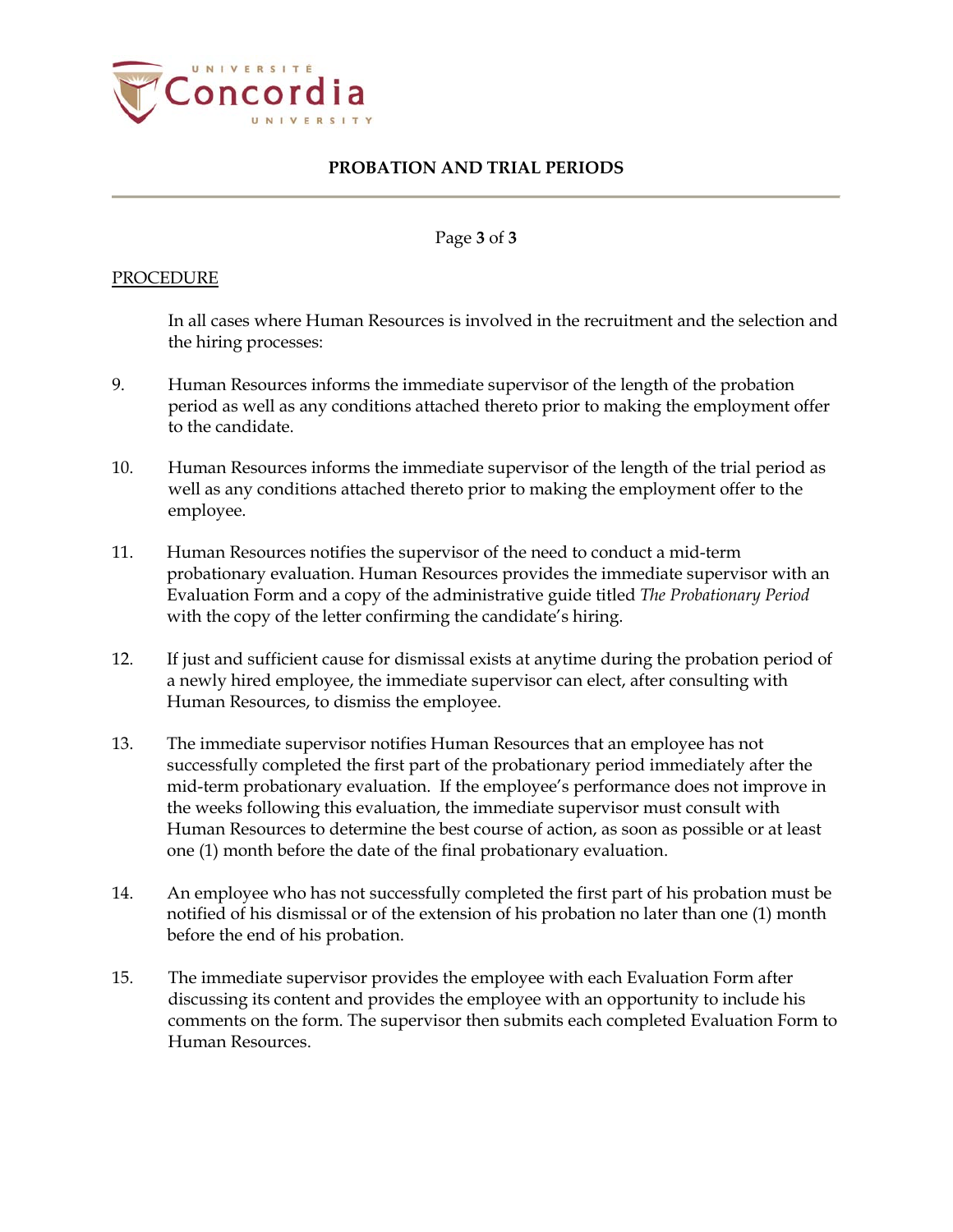## PROCEDURE

In all cases where Human Resources is involved in the recruitment and the selection and the hiring processes:

9. Human Resources informs the immediate supervisor of the length of the probation period as well as any conditions attached thereto prior to making the employment offer to the candidate.

10. Human Resources informs the immediate supervisor of the length of the trial period as well as any conditions attached thereto prior to making the employment offer to the employee.

11. Human Resources notifies the supervisor of the need to conduct a mid-term probationary evaluation. Human Resources provides the immediate supervisor with an Evaluation Form and a copy of the administrative guide titled *The Probationary Period* with the copy of the letter confirming the candidate's hiring.

12. If just and sufficient cause for dismissal exists at anytime during the probation period of a newly hired employee, the immediate supervisor can elect, after consulting with Human Resources, to dismiss the employee.

13. The immediate supervisor notifies Human Resources that an employee has not successfully completed the first part of the probationary period immediately after the mid-term probationary evaluation. If the employee's performance does not improve in the weeks following this evaluation, the immediate supervisor must consult with Human Resources to determine the best course of action, as soon as possible or at least one (1) month before the date of the final probationary evaluation.

14. An employee who has not successfully completed the first part of his probation must be notified of his dismissal or of the extension of his probation no later than one (1) month before the end of his probation.

15. The immediate supervisor provides the employee with each Evaluation Form after discussing its content and provides the employee with an opportunity to include his comments on the form. The supervisor then submits each completed Evaluation Form to Human Resources.